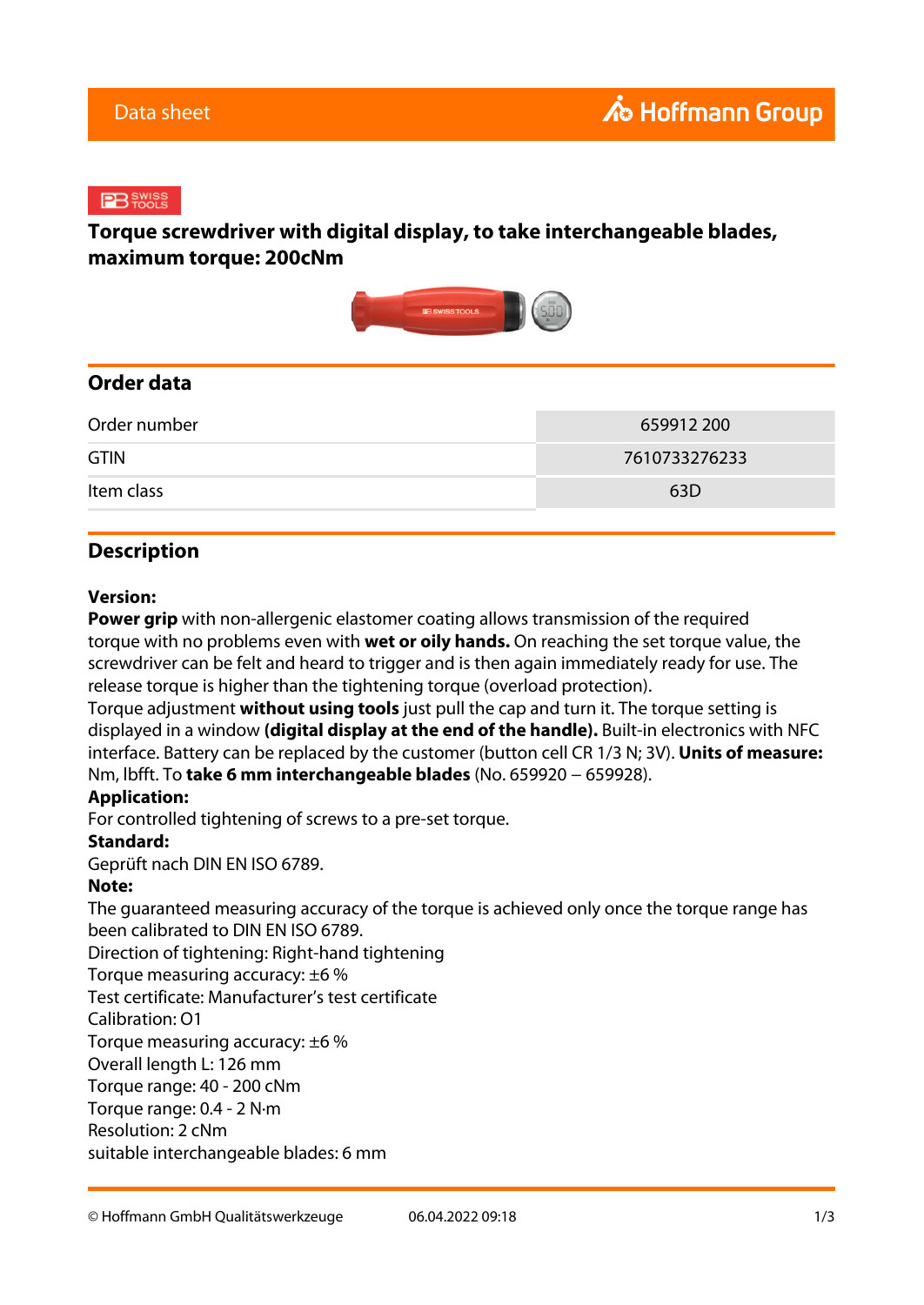Data sheet

Hoffmann Group

# Torque screwdriver with digital display, to take interchangeable blades, maximum torque: 200cNm

## Order data

| Order number | 659912 200 |
|---|---|
| GTIN | 7610733276233 |
| Item class | 63D |

## Description

**Version:**
**Power grip** with non-allergenic elastomer coating allows transmission of the required torque with no problems even with **wet or oily hands.** On reaching the set torque value, the screwdriver can be felt and heard to trigger and is then again immediately ready for use. The release torque is higher than the tightening torque (overload protection).
Torque adjustment **without using tools** just pull the cap and turn it. The torque setting is displayed in a window **(digital display at the end of the handle).** Built-in electronics with NFC interface. Battery can be replaced by the customer (button cell CR 1/3 N; 3V). **Units of measure:** Nm, lbfft. To **take 6 mm interchangeable blades** (No. 659920 – 659928).
**Application:**
For controlled tightening of screws to a pre-set torque.
**Standard:**
Geprüft nach DIN EN ISO 6789.
**Note:**
The guaranteed measuring accuracy of the torque is achieved only once the torque range has been calibrated to DIN EN ISO 6789.
Direction of tightening: Right-hand tightening
Torque measuring accuracy: ±6 %
Test certificate: Manufacturer’s test certificate
Calibration: O1
Torque measuring accuracy: ±6 %
Overall length L: 126 mm
Torque range: 40 - 200 cNm
Torque range: 0.4 - 2 N·m
Resolution: 2 cNm
suitable interchangeable blades: 6 mm

© Hoffmann GmbH Qualitätswerkzeuge 06.04.2022 09:18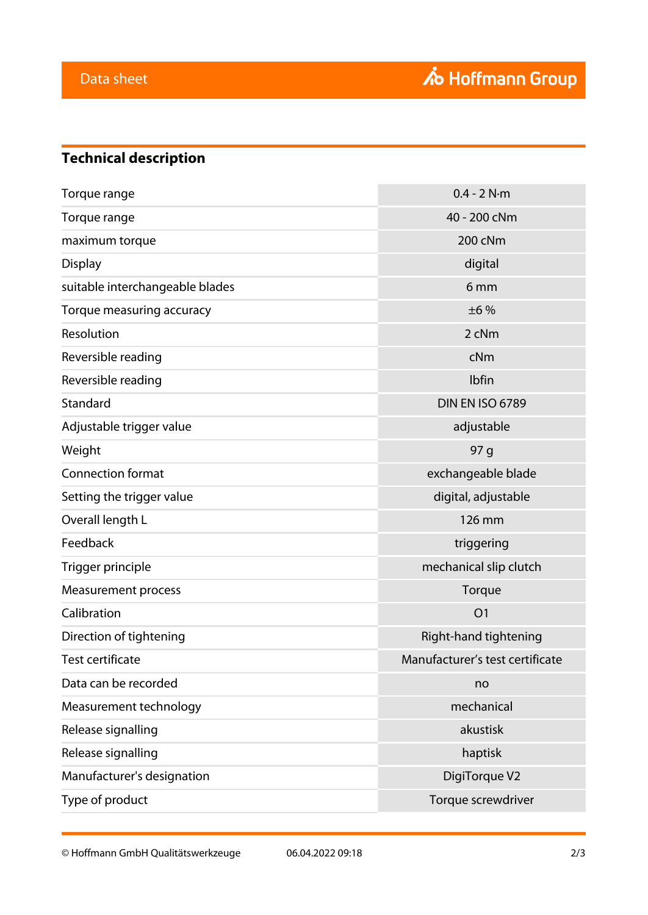## Technical description

| | |
|---|---|
| Torque range | 0.4 - 2 N·m |
| Torque range | 40 - 200 cNm |
| maximum torque | 200 cNm |
| Display | digital |
| suitable interchangeable blades | 6 mm |
| Torque measuring accuracy | ±6 % |
| Resolution | 2 cNm |
| Reversible reading | cNm |
| Reversible reading | lbfin |
| Standard | DIN EN ISO 6789 |
| Adjustable trigger value | adjustable |
| Weight | 97 g |
| Connection format | exchangeable blade |
| Setting the trigger value | digital, adjustable |
| Overall length L | 126 mm |
| Feedback | triggering |
| Trigger principle | mechanical slip clutch |
| Measurement process | Torque |
| Calibration | O1 |
| Direction of tightening | Right-hand tightening |
| Test certificate | Manufacturer's test certificate |
| Data can be recorded | no |
| Measurement technology | mechanical |
| Release signalling | akustisk |
| Release signalling | haptisk |
| Manufacturer's designation | DigiTorque V2 |
| Type of product | Torque screwdriver |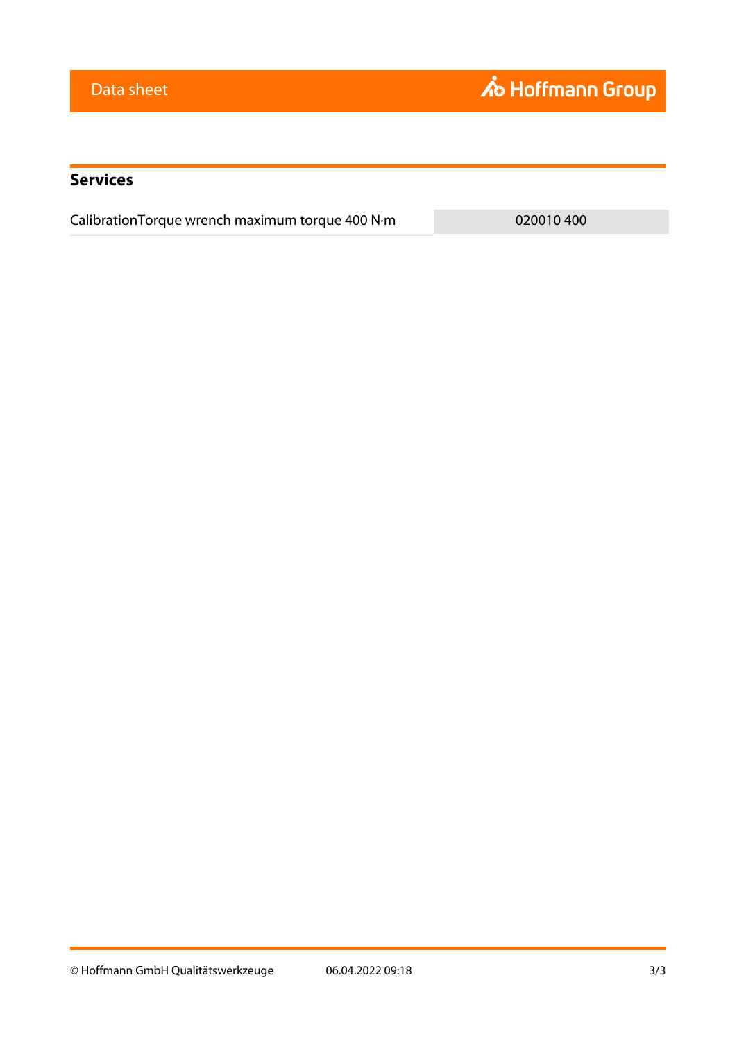## Services

| | |
|---|---|
| CalibrationTorque wrench maximum torque 400 N·m | 020010 400 |